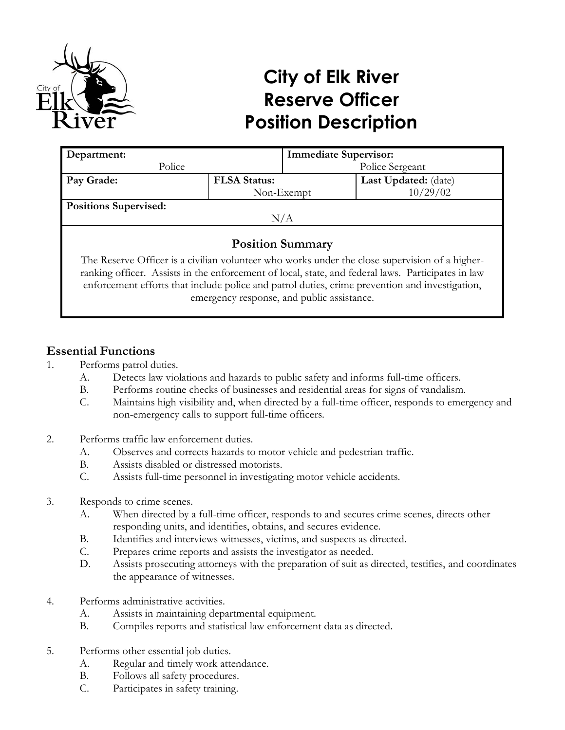# City of Elk River
# Reserve Officer
# Position Description

| **Department:** Police | | **Immediate Supervisor:** Police Sergeant |
|---|---|---|
| **Pay Grade:** | **FLSA Status:** Non-Exempt | **Last Updated:** (date) 10/29/02 |
| **Positions Supervised:** N/A | | |

## Position Summary

The Reserve Officer is a civilian volunteer who works under the close supervision of a higher-ranking officer. Assists in the enforcement of local, state, and federal laws. Participates in law enforcement efforts that include police and patrol duties, crime prevention and investigation, emergency response, and public assistance.

## Essential Functions

1. Performs patrol duties.
   - A. Detects law violations and hazards to public safety and informs full-time officers.
   - B. Performs routine checks of businesses and residential areas for signs of vandalism.
   - C. Maintains high visibility and, when directed by a full-time officer, responds to emergency and non-emergency calls to support full-time officers.

2. Performs traffic law enforcement duties.
   - A. Observes and corrects hazards to motor vehicle and pedestrian traffic.
   - B. Assists disabled or distressed motorists.
   - C. Assists full-time personnel in investigating motor vehicle accidents.

3. Responds to crime scenes.
   - A. When directed by a full-time officer, responds to and secures crime scenes, directs other responding units, and identifies, obtains, and secures evidence.
   - B. Identifies and interviews witnesses, victims, and suspects as directed.
   - C. Prepares crime reports and assists the investigator as needed.
   - D. Assists prosecuting attorneys with the preparation of suit as directed, testifies, and coordinates the appearance of witnesses.

4. Performs administrative activities.
   - A. Assists in maintaining departmental equipment.
   - B. Compiles reports and statistical law enforcement data as directed.

5. Performs other essential job duties.
   - A. Regular and timely work attendance.
   - B. Follows all safety procedures.
   - C. Participates in safety training.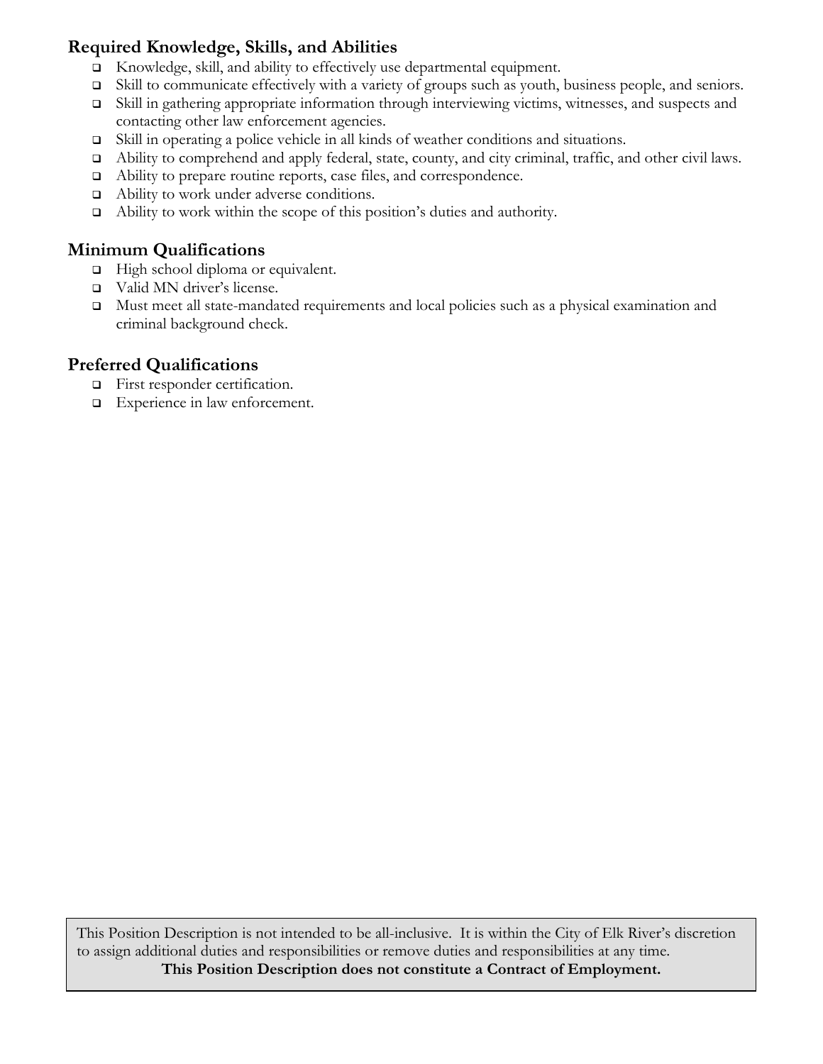## Required Knowledge, Skills, and Abilities

- Knowledge, skill, and ability to effectively use departmental equipment.
- Skill to communicate effectively with a variety of groups such as youth, business people, and seniors.
- Skill in gathering appropriate information through interviewing victims, witnesses, and suspects and contacting other law enforcement agencies.
- Skill in operating a police vehicle in all kinds of weather conditions and situations.
- Ability to comprehend and apply federal, state, county, and city criminal, traffic, and other civil laws.
- Ability to prepare routine reports, case files, and correspondence.
- Ability to work under adverse conditions.
- Ability to work within the scope of this position's duties and authority.

## Minimum Qualifications

- High school diploma or equivalent.
- Valid MN driver's license.
- Must meet all state-mandated requirements and local policies such as a physical examination and criminal background check.

## Preferred Qualifications

- First responder certification.
- Experience in law enforcement.

This Position Description is not intended to be all-inclusive. It is within the City of Elk River's discretion to assign additional duties and responsibilities or remove duties and responsibilities at any time.

**This Position Description does not constitute a Contract of Employment.**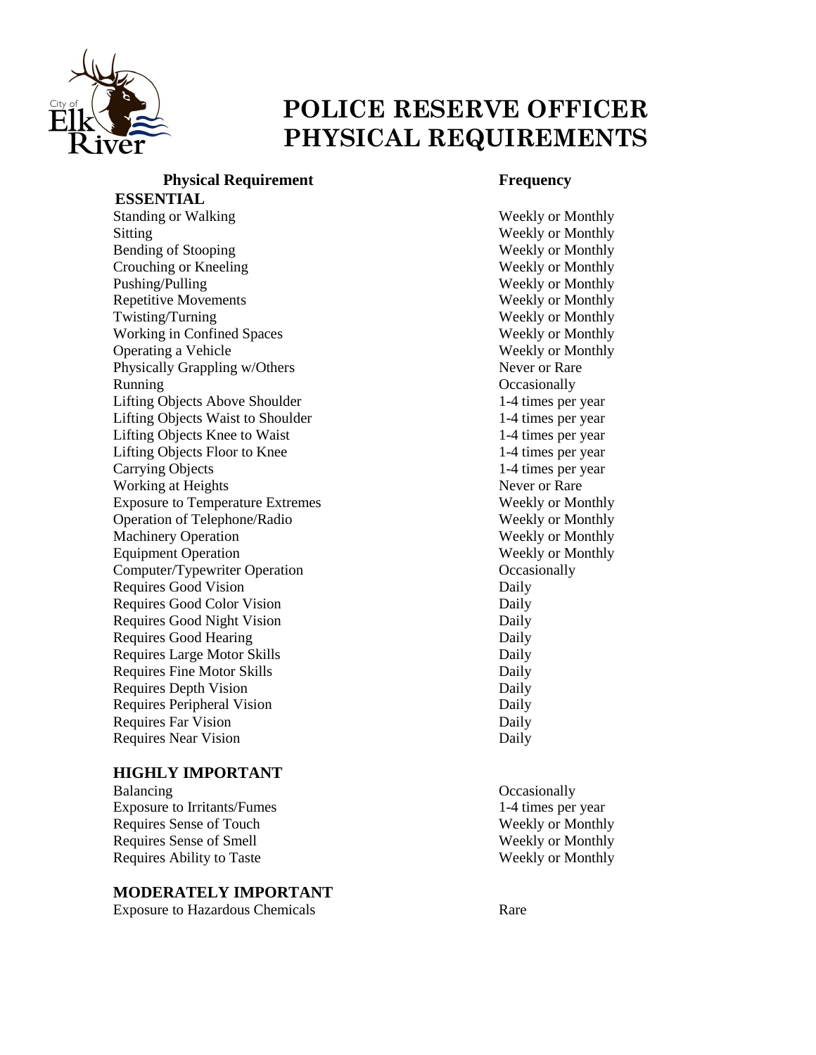# POLICE RESERVE OFFICER PHYSICAL REQUIREMENTS

| Physical Requirement | Frequency |
|---|---|
| **ESSENTIAL** | |
| Standing or Walking | Weekly or Monthly |
| Sitting | Weekly or Monthly |
| Bending of Stooping | Weekly or Monthly |
| Crouching or Kneeling | Weekly or Monthly |
| Pushing/Pulling | Weekly or Monthly |
| Repetitive Movements | Weekly or Monthly |
| Twisting/Turning | Weekly or Monthly |
| Working in Confined Spaces | Weekly or Monthly |
| Operating a Vehicle | Weekly or Monthly |
| Physically Grappling w/Others | Never or Rare |
| Running | Occasionally |
| Lifting Objects Above Shoulder | 1-4 times per year |
| Lifting Objects Waist to Shoulder | 1-4 times per year |
| Lifting Objects Knee to Waist | 1-4 times per year |
| Lifting Objects Floor to Knee | 1-4 times per year |
| Carrying Objects | 1-4 times per year |
| Working at Heights | Never or Rare |
| Exposure to Temperature Extremes | Weekly or Monthly |
| Operation of Telephone/Radio | Weekly or Monthly |
| Machinery Operation | Weekly or Monthly |
| Equipment Operation | Weekly or Monthly |
| Computer/Typewriter Operation | Occasionally |
| Requires Good Vision | Daily |
| Requires Good Color Vision | Daily |
| Requires Good Night Vision | Daily |
| Requires Good Hearing | Daily |
| Requires Large Motor Skills | Daily |
| Requires Fine Motor Skills | Daily |
| Requires Depth Vision | Daily |
| Requires Peripheral Vision | Daily |
| Requires Far Vision | Daily |
| Requires Near Vision | Daily |
| **HIGHLY IMPORTANT** | |
| Balancing | Occasionally |
| Exposure to Irritants/Fumes | 1-4 times per year |
| Requires Sense of Touch | Weekly or Monthly |
| Requires Sense of Smell | Weekly or Monthly |
| Requires Ability to Taste | Weekly or Monthly |
| **MODERATELY IMPORTANT** | |
| Exposure to Hazardous Chemicals | Rare |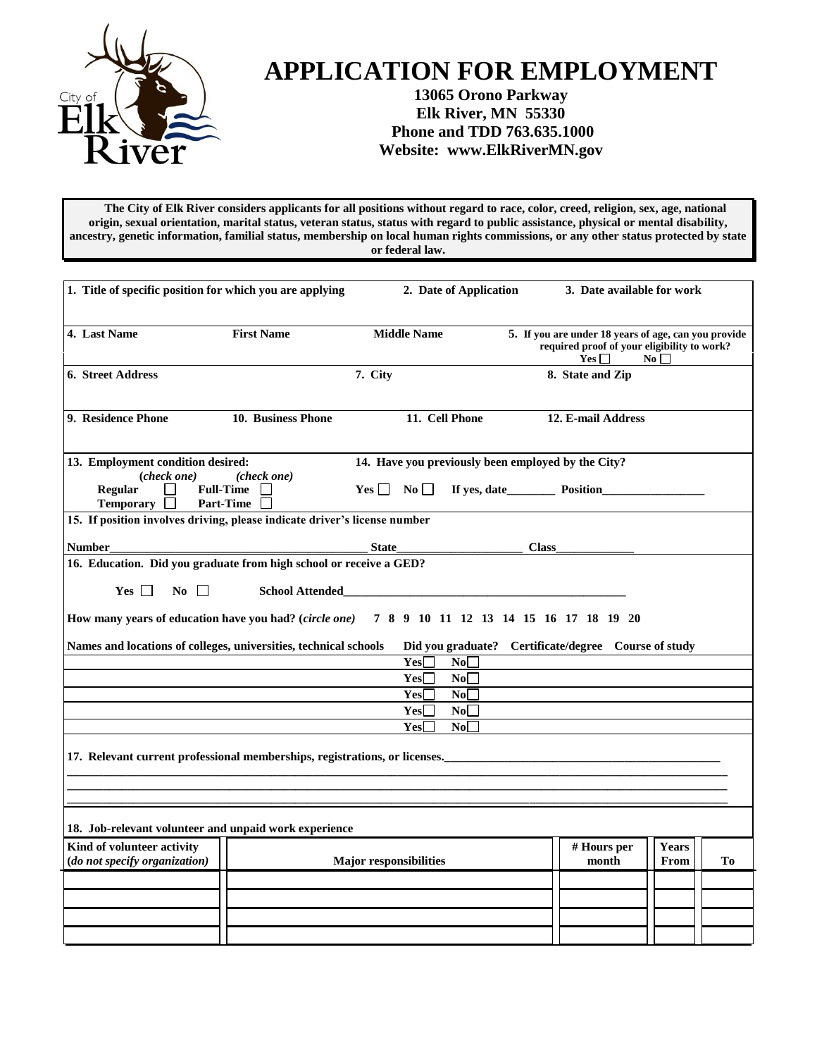# APPLICATION FOR EMPLOYMENT

**13065 Orono Parkway**
**Elk River, MN 55330**
**Phone and TDD 763.635.1000**
**Website: www.ElkRiverMN.gov**

**The City of Elk River considers applicants for all positions without regard to race, color, creed, religion, sex, age, national origin, sexual orientation, marital status, veteran status, status with regard to public assistance, physical or mental disability, ancestry, genetic information, familial status, membership on local human rights commissions, or any other status protected by state or federal law.**

**1. Title of specific position for which you are applying** | **2. Date of Application** | **3. Date available for work**

**4. Last Name** | **First Name** | **Middle Name** | **5. If you are under 18 years of age, can you provide required proof of your eligibility to work?** Yes ☐ No ☐

**6. Street Address** | **7. City** | **8. State and Zip**

**9. Residence Phone** | **10. Business Phone** | **11. Cell Phone** | **12. E-mail Address**

**13. Employment condition desired:**
(*check one*) Regular ☐ Temporary ☐
(*check one*) Full-Time ☐ Part-Time ☐

**14. Have you previously been employed by the City?**
Yes ☐ No ☐ If yes, date________ Position_________________

**15. If position involves driving, please indicate driver's license number**

Number_____________________________________________ State_____________________ Class_____________

**16. Education. Did you graduate from high school or receive a GED?**

Yes ☐ No ☐ School Attended_______________________________________________

**How many years of education have you had? (*circle one*)** 7 8 9 10 11 12 13 14 15 16 17 18 19 20

| Names and locations of colleges, universities, technical schools | Did you graduate? | Certificate/degree | Course of study |
|---|---|---|---|
| | Yes ☐ No ☐ | | |
| | Yes ☐ No ☐ | | |
| | Yes ☐ No ☐ | | |
| | Yes ☐ No ☐ | | |
| | Yes ☐ No ☐ | | |

**17. Relevant current professional memberships, registrations, or licenses.**_______________________________________________

___________________________________________________________________________________________________

___________________________________________________________________________________________________

___________________________________________________________________________________________________

**18. Job-relevant volunteer and unpaid work experience**

| Kind of volunteer activity (*do not specify organization*) | Major responsibilities | # Hours per month | Years From | To |
|---|---|---|---|---|
| | | | | |
| | | | | |
| | | | | |
| | | | | |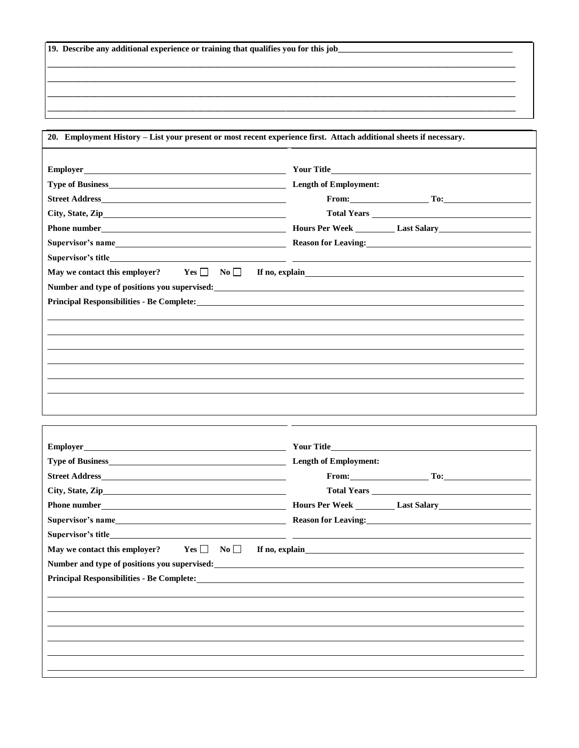**19. Describe any additional experience or training that qualifies you for this job**\_\_\_\_\_\_\_\_\_\_\_\_\_\_\_\_\_\_\_\_\_\_\_\_\_\_\_\_\_\_\_\_\_\_\_\_\_\_\_\_

\_\_\_\_\_\_\_\_\_\_\_\_\_\_\_\_\_\_\_\_\_\_\_\_\_\_\_\_\_\_\_\_\_\_\_\_\_\_\_\_\_\_\_\_\_\_\_\_\_\_\_\_\_\_\_\_\_\_\_\_\_\_\_\_\_\_\_\_\_\_\_\_\_\_\_\_\_\_\_\_\_\_\_\_\_\_\_\_\_\_\_\_

\_\_\_\_\_\_\_\_\_\_\_\_\_\_\_\_\_\_\_\_\_\_\_\_\_\_\_\_\_\_\_\_\_\_\_\_\_\_\_\_\_\_\_\_\_\_\_\_\_\_\_\_\_\_\_\_\_\_\_\_\_\_\_\_\_\_\_\_\_\_\_\_\_\_\_\_\_\_\_\_\_\_\_\_\_\_\_\_\_\_\_\_

\_\_\_\_\_\_\_\_\_\_\_\_\_\_\_\_\_\_\_\_\_\_\_\_\_\_\_\_\_\_\_\_\_\_\_\_\_\_\_\_\_\_\_\_\_\_\_\_\_\_\_\_\_\_\_\_\_\_\_\_\_\_\_\_\_\_\_\_\_\_\_\_\_\_\_\_\_\_\_\_\_\_\_\_\_\_\_\_\_\_\_\_

\_\_\_\_\_\_\_\_\_\_\_\_\_\_\_\_\_\_\_\_\_\_\_\_\_\_\_\_\_\_\_\_\_\_\_\_\_\_\_\_\_\_\_\_\_\_\_\_\_\_\_\_\_\_\_\_\_\_\_\_\_\_\_\_\_\_\_\_\_\_\_\_\_\_\_\_\_\_\_\_\_\_\_\_\_\_\_\_\_\_\_\_

**20. Employment History – List your present or most recent experience first. Attach additional sheets if necessary.**

| | |
|---|---|
| **Employer** | **Your Title** |
| **Type of Business** | **Length of Employment:** |
| **Street Address** | **From:** \_\_\_\_\_\_\_\_ **To:** \_\_\_\_\_\_\_\_ |
| **City, State, Zip** | **Total Years** |
| **Phone number** | **Hours Per Week** \_\_\_\_\_\_ **Last Salary** |
| **Supervisor's name** | **Reason for Leaving:** |
| **Supervisor's title** | |

**May we contact this employer?** **Yes** ☐ **No** ☐ **If no, explain**\_\_\_\_\_\_\_\_\_\_\_\_\_\_\_\_\_\_\_\_\_\_\_\_

**Number and type of positions you supervised:**\_\_\_\_\_\_\_\_\_\_\_\_\_\_\_\_\_\_\_\_\_\_\_\_

**Principal Responsibilities - Be Complete:**\_\_\_\_\_\_\_\_\_\_\_\_\_\_\_\_\_\_\_\_\_\_\_\_

\_\_\_\_\_\_\_\_\_\_\_\_\_\_\_\_\_\_\_\_\_\_\_\_\_\_\_\_\_\_\_\_\_\_\_\_\_\_\_\_\_\_\_\_\_\_\_\_\_\_\_\_\_\_\_\_\_\_\_\_\_\_\_\_\_\_\_\_\_\_\_\_\_\_\_\_\_\_\_\_\_\_\_\_\_\_\_\_\_\_\_\_

\_\_\_\_\_\_\_\_\_\_\_\_\_\_\_\_\_\_\_\_\_\_\_\_\_\_\_\_\_\_\_\_\_\_\_\_\_\_\_\_\_\_\_\_\_\_\_\_\_\_\_\_\_\_\_\_\_\_\_\_\_\_\_\_\_\_\_\_\_\_\_\_\_\_\_\_\_\_\_\_\_\_\_\_\_\_\_\_\_\_\_\_

\_\_\_\_\_\_\_\_\_\_\_\_\_\_\_\_\_\_\_\_\_\_\_\_\_\_\_\_\_\_\_\_\_\_\_\_\_\_\_\_\_\_\_\_\_\_\_\_\_\_\_\_\_\_\_\_\_\_\_\_\_\_\_\_\_\_\_\_\_\_\_\_\_\_\_\_\_\_\_\_\_\_\_\_\_\_\_\_\_\_\_\_

\_\_\_\_\_\_\_\_\_\_\_\_\_\_\_\_\_\_\_\_\_\_\_\_\_\_\_\_\_\_\_\_\_\_\_\_\_\_\_\_\_\_\_\_\_\_\_\_\_\_\_\_\_\_\_\_\_\_\_\_\_\_\_\_\_\_\_\_\_\_\_\_\_\_\_\_\_\_\_\_\_\_\_\_\_\_\_\_\_\_\_\_

\_\_\_\_\_\_\_\_\_\_\_\_\_\_\_\_\_\_\_\_\_\_\_\_\_\_\_\_\_\_\_\_\_\_\_\_\_\_\_\_\_\_\_\_\_\_\_\_\_\_\_\_\_\_\_\_\_\_\_\_\_\_\_\_\_\_\_\_\_\_\_\_\_\_\_\_\_\_\_\_\_\_\_\_\_\_\_\_\_\_\_\_

\_\_\_\_\_\_\_\_\_\_\_\_\_\_\_\_\_\_\_\_\_\_\_\_\_\_\_\_\_\_\_\_\_\_\_\_\_\_\_\_\_\_\_\_\_\_\_\_\_\_\_\_\_\_\_\_\_\_\_\_\_\_\_\_\_\_\_\_\_\_\_\_\_\_\_\_\_\_\_\_\_\_\_\_\_\_\_\_\_\_\_\_

| | |
|---|---|
| **Employer** | **Your Title** |
| **Type of Business** | **Length of Employment:** |
| **Street Address** | **From:** \_\_\_\_\_\_\_\_ **To:** \_\_\_\_\_\_\_\_ |
| **City, State, Zip** | **Total Years** |
| **Phone number** | **Hours Per Week** \_\_\_\_\_\_ **Last Salary** |
| **Supervisor's name** | **Reason for Leaving:** |
| **Supervisor's title** | |

**May we contact this employer?** **Yes** ☐ **No** ☐ **If no, explain**\_\_\_\_\_\_\_\_\_\_\_\_\_\_\_\_\_\_\_\_\_\_\_\_

**Number and type of positions you supervised:**\_\_\_\_\_\_\_\_\_\_\_\_\_\_\_\_\_\_\_\_\_\_\_\_

**Principal Responsibilities - Be Complete:**\_\_\_\_\_\_\_\_\_\_\_\_\_\_\_\_\_\_\_\_\_\_\_\_

\_\_\_\_\_\_\_\_\_\_\_\_\_\_\_\_\_\_\_\_\_\_\_\_\_\_\_\_\_\_\_\_\_\_\_\_\_\_\_\_\_\_\_\_\_\_\_\_\_\_\_\_\_\_\_\_\_\_\_\_\_\_\_\_\_\_\_\_\_\_\_\_\_\_\_\_\_\_\_\_\_\_\_\_\_\_\_\_\_\_\_\_

\_\_\_\_\_\_\_\_\_\_\_\_\_\_\_\_\_\_\_\_\_\_\_\_\_\_\_\_\_\_\_\_\_\_\_\_\_\_\_\_\_\_\_\_\_\_\_\_\_\_\_\_\_\_\_\_\_\_\_\_\_\_\_\_\_\_\_\_\_\_\_\_\_\_\_\_\_\_\_\_\_\_\_\_\_\_\_\_\_\_\_\_

\_\_\_\_\_\_\_\_\_\_\_\_\_\_\_\_\_\_\_\_\_\_\_\_\_\_\_\_\_\_\_\_\_\_\_\_\_\_\_\_\_\_\_\_\_\_\_\_\_\_\_\_\_\_\_\_\_\_\_\_\_\_\_\_\_\_\_\_\_\_\_\_\_\_\_\_\_\_\_\_\_\_\_\_\_\_\_\_\_\_\_\_

\_\_\_\_\_\_\_\_\_\_\_\_\_\_\_\_\_\_\_\_\_\_\_\_\_\_\_\_\_\_\_\_\_\_\_\_\_\_\_\_\_\_\_\_\_\_\_\_\_\_\_\_\_\_\_\_\_\_\_\_\_\_\_\_\_\_\_\_\_\_\_\_\_\_\_\_\_\_\_\_\_\_\_\_\_\_\_\_\_\_\_\_

\_\_\_\_\_\_\_\_\_\_\_\_\_\_\_\_\_\_\_\_\_\_\_\_\_\_\_\_\_\_\_\_\_\_\_\_\_\_\_\_\_\_\_\_\_\_\_\_\_\_\_\_\_\_\_\_\_\_\_\_\_\_\_\_\_\_\_\_\_\_\_\_\_\_\_\_\_\_\_\_\_\_\_\_\_\_\_\_\_\_\_\_

\_\_\_\_\_\_\_\_\_\_\_\_\_\_\_\_\_\_\_\_\_\_\_\_\_\_\_\_\_\_\_\_\_\_\_\_\_\_\_\_\_\_\_\_\_\_\_\_\_\_\_\_\_\_\_\_\_\_\_\_\_\_\_\_\_\_\_\_\_\_\_\_\_\_\_\_\_\_\_\_\_\_\_\_\_\_\_\_\_\_\_\_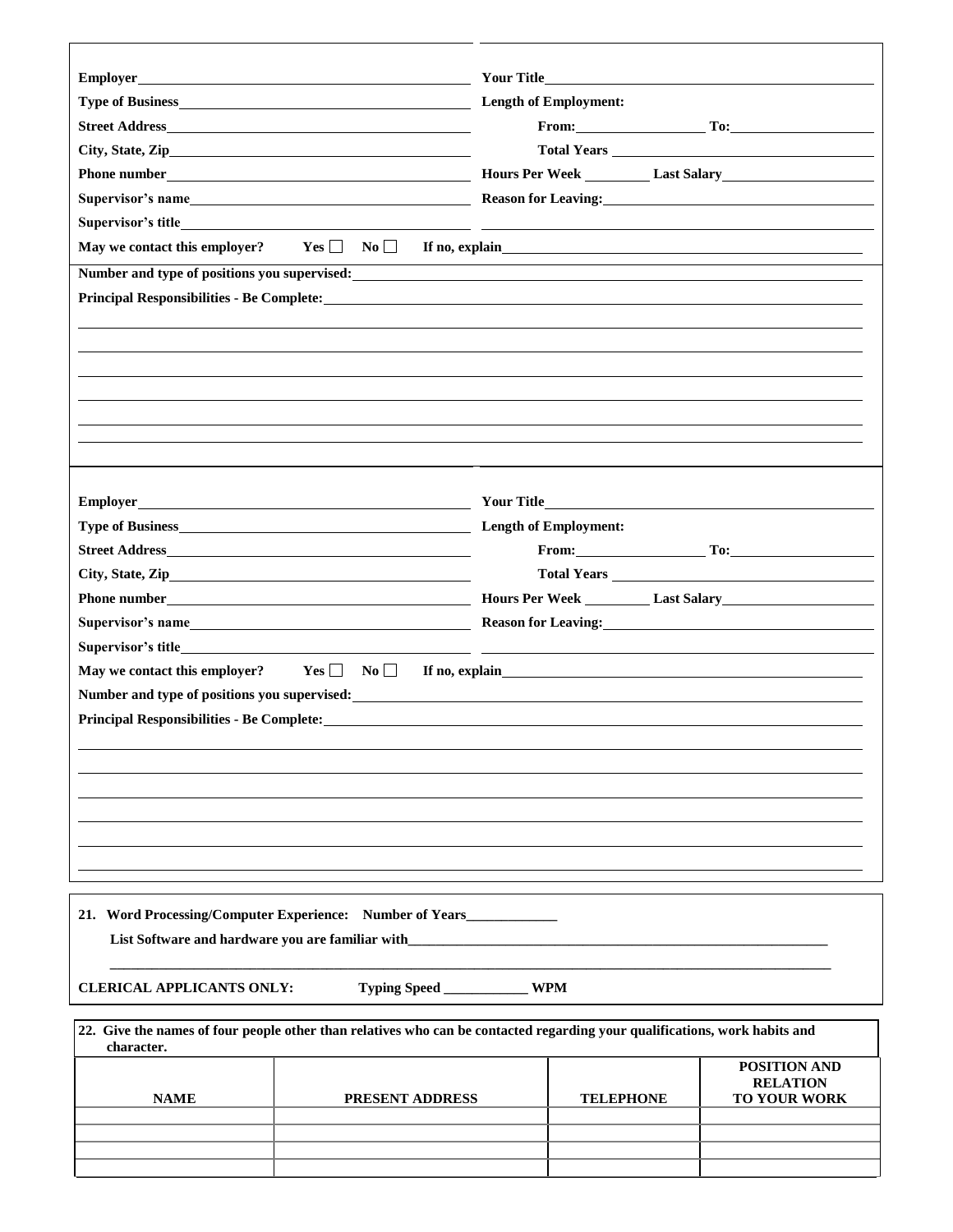Employer ______________________ Your Title ______________________

Type of Business ______________________ **Length of Employment:**

Street Address ______________________ From: __________ To: __________

City, State, Zip ______________________ Total Years ______________________

Phone number ______________________ Hours Per Week ________ Last Salary ______________

Supervisor's name ______________________ Reason for Leaving: ______________________

Supervisor's title ______________________ ______________________

May we contact this employer? Yes ☐ No ☐ If no, explain ______________________

Number and type of positions you supervised: ______________________

Principal Responsibilities - Be Complete: ______________________

______________________

______________________

______________________

______________________

______________________

______________________

---

Employer ______________________ Your Title ______________________

Type of Business ______________________ **Length of Employment:**

Street Address ______________________ From: __________ To: __________

City, State, Zip ______________________ Total Years ______________________

Phone number ______________________ Hours Per Week ________ Last Salary ______________

Supervisor's name ______________________ Reason for Leaving: ______________________

Supervisor's title ______________________ ______________________

May we contact this employer? Yes ☐ No ☐ If no, explain ______________________

Number and type of positions you supervised: ______________________

Principal Responsibilities - Be Complete: ______________________

______________________

______________________

______________________

______________________

______________________

______________________

---

**21. Word Processing/Computer Experience: Number of Years____________**

**List Software and hardware you are familiar with______________________**

______________________

**CLERICAL APPLICANTS ONLY:** **Typing Speed ___________ WPM**

**22. Give the names of four people other than relatives who can be contacted regarding your qualifications, work habits and character.**

| NAME | PRESENT ADDRESS | TELEPHONE | POSITION AND RELATION TO YOUR WORK |
|---|---|---|---|
| | | | |
| | | | |
| | | | |
| | | | |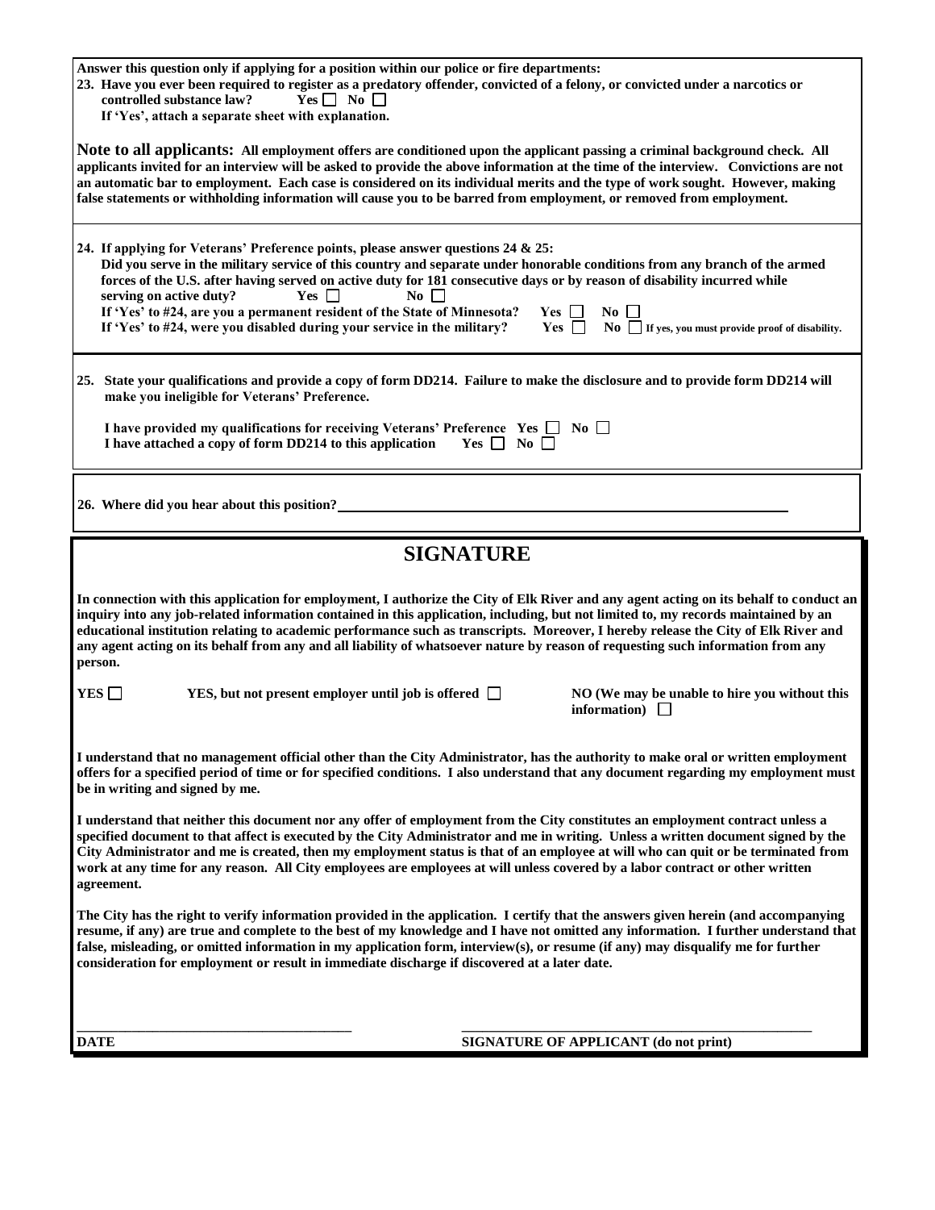**Answer this question only if applying for a position within our police or fire departments:**

**23. Have you ever been required to register as a predatory offender, convicted of a felony, or convicted under a narcotics or controlled substance law?** Yes ☐ No ☐

**If 'Yes', attach a separate sheet with explanation.**

**Note to all applicants: All employment offers are conditioned upon the applicant passing a criminal background check. All applicants invited for an interview will be asked to provide the above information at the time of the interview. Convictions are not an automatic bar to employment. Each case is considered on its individual merits and the type of work sought. However, making false statements or withholding information will cause you to be barred from employment, or removed from employment.**

**24. If applying for Veterans' Preference points, please answer questions 24 & 25:**
**Did you serve in the military service of this country and separate under honorable conditions from any branch of the armed forces of the U.S. after having served on active duty for 181 consecutive days or by reason of disability incurred while serving on active duty?** Yes ☐ No ☐

**If 'Yes' to #24, are you a permanent resident of the State of Minnesota?** Yes ☐ No ☐

**If 'Yes' to #24, were you disabled during your service in the military?** Yes ☐ No ☐ If yes, you must provide proof of disability.

**25. State your qualifications and provide a copy of form DD214. Failure to make the disclosure and to provide form DD214 will make you ineligible for Veterans' Preference.**

**I have provided my qualifications for receiving Veterans' Preference** Yes ☐ No ☐

**I have attached a copy of form DD214 to this application** Yes ☐ No ☐

**26. Where did you hear about this position?** ______________________________

## SIGNATURE

**In connection with this application for employment, I authorize the City of Elk River and any agent acting on its behalf to conduct an inquiry into any job-related information contained in this application, including, but not limited to, my records maintained by an educational institution relating to academic performance such as transcripts. Moreover, I hereby release the City of Elk River and any agent acting on its behalf from any and all liability of whatsoever nature by reason of requesting such information from any person.**

YES ☐ YES, but not present employer until job is offered ☐ NO (We may be unable to hire you without this information) ☐

**I understand that no management official other than the City Administrator, has the authority to make oral or written employment offers for a specified period of time or for specified conditions. I also understand that any document regarding my employment must be in writing and signed by me.**

**I understand that neither this document nor any offer of employment from the City constitutes an employment contract unless a specified document to that affect is executed by the City Administrator and me in writing. Unless a written document signed by the City Administrator and me is created, then my employment status is that of an employee at will who can quit or be terminated from work at any time for any reason. All City employees are employees at will unless covered by a labor contract or other written agreement.**

**The City has the right to verify information provided in the application. I certify that the answers given herein (and accompanying resume, if any) are true and complete to the best of my knowledge and I have not omitted any information. I further understand that false, misleading, or omitted information in my application form, interview(s), or resume (if any) may disqualify me for further consideration for employment or result in immediate discharge if discovered at a later date.**

______________________________ ______________________________

**DATE** **SIGNATURE OF APPLICANT (do not print)**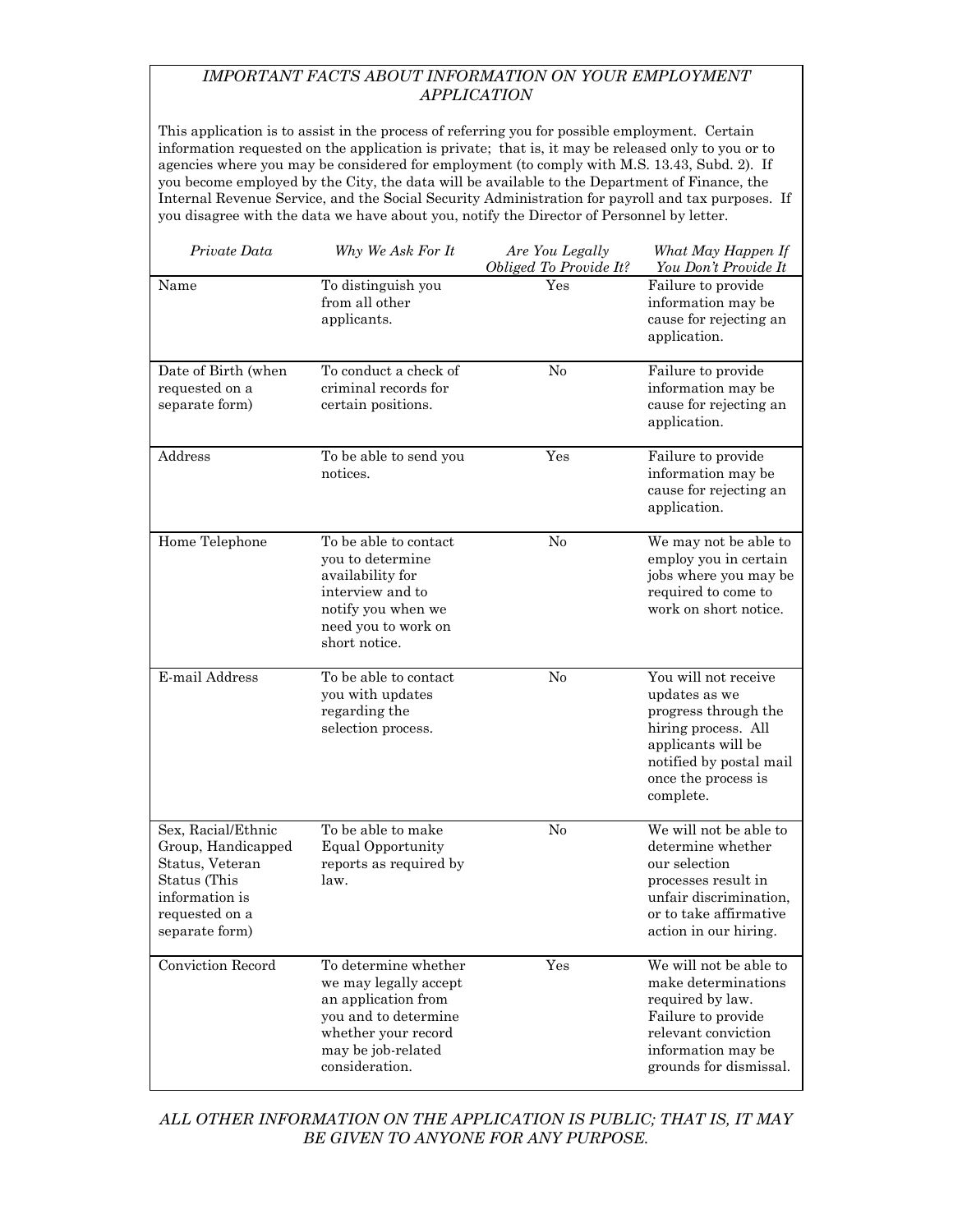## *IMPORTANT FACTS ABOUT INFORMATION ON YOUR EMPLOYMENT APPLICATION*

This application is to assist in the process of referring you for possible employment. Certain information requested on the application is private; that is, it may be released only to you or to agencies where you may be considered for employment (to comply with M.S. 13.43, Subd. 2). If you become employed by the City, the data will be available to the Department of Finance, the Internal Revenue Service, and the Social Security Administration for payroll and tax purposes. If you disagree with the data we have about you, notify the Director of Personnel by letter.

| *Private Data* | *Why We Ask For It* | *Are You Legally Obliged To Provide It?* | *What May Happen If You Don't Provide It* |
|---|---|---|---|
| Name | To distinguish you from all other applicants. | Yes | Failure to provide information may be cause for rejecting an application. |
| Date of Birth (when requested on a separate form) | To conduct a check of criminal records for certain positions. | No | Failure to provide information may be cause for rejecting an application. |
| Address | To be able to send you notices. | Yes | Failure to provide information may be cause for rejecting an application. |
| Home Telephone | To be able to contact you to determine availability for interview and to notify you when we need you to work on short notice. | No | We may not be able to employ you in certain jobs where you may be required to come to work on short notice. |
| E-mail Address | To be able to contact you with updates regarding the selection process. | No | You will not receive updates as we progress through the hiring process. All applicants will be notified by postal mail once the process is complete. |
| Sex, Racial/Ethnic Group, Handicapped Status, Veteran Status (This information is requested on a separate form) | To be able to make Equal Opportunity reports as required by law. | No | We will not be able to determine whether our selection processes result in unfair discrimination, or to take affirmative action in our hiring. |
| Conviction Record | To determine whether we may legally accept an application from you and to determine whether your record may be job-related consideration. | Yes | We will not be able to make determinations required by law. Failure to provide relevant conviction information may be grounds for dismissal. |

*ALL OTHER INFORMATION ON THE APPLICATION IS PUBLIC; THAT IS, IT MAY BE GIVEN TO ANYONE FOR ANY PURPOSE.*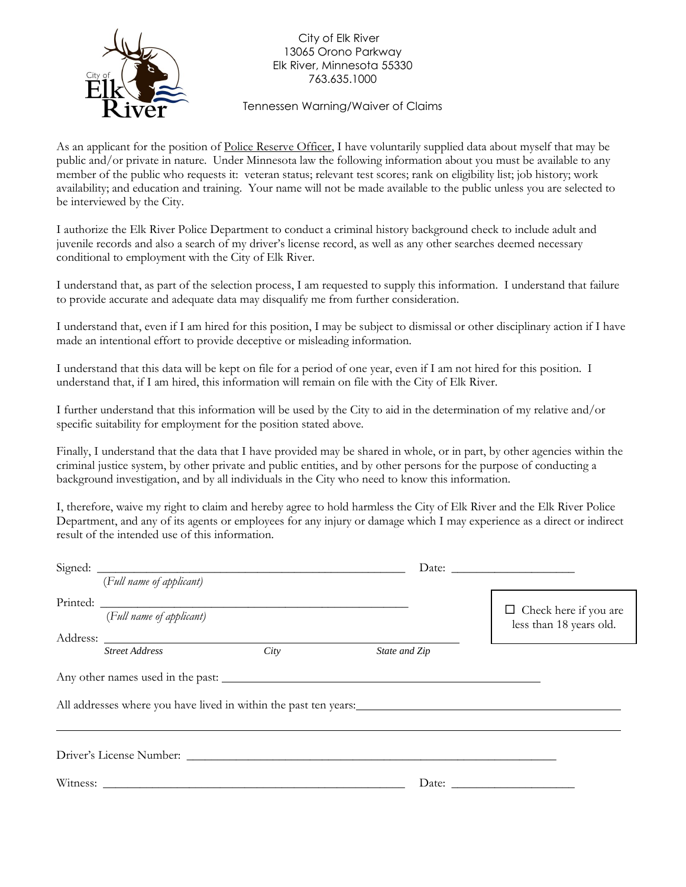City of Elk River
13065 Orono Parkway
Elk River, Minnesota 55330
763.635.1000

Tennessen Warning/Waiver of Claims

As an applicant for the position of Police Reserve Officer, I have voluntarily supplied data about myself that may be public and/or private in nature. Under Minnesota law the following information about you must be available to any member of the public who requests it: veteran status; relevant test scores; rank on eligibility list; job history; work availability; and education and training. Your name will not be made available to the public unless you are selected to be interviewed by the City.

I authorize the Elk River Police Department to conduct a criminal history background check to include adult and juvenile records and also a search of my driver's license record, as well as any other searches deemed necessary conditional to employment with the City of Elk River.

I understand that, as part of the selection process, I am requested to supply this information. I understand that failure to provide accurate and adequate data may disqualify me from further consideration.

I understand that, even if I am hired for this position, I may be subject to dismissal or other disciplinary action if I have made an intentional effort to provide deceptive or misleading information.

I understand that this data will be kept on file for a period of one year, even if I am not hired for this position. I understand that, if I am hired, this information will remain on file with the City of Elk River.

I further understand that this information will be used by the City to aid in the determination of my relative and/or specific suitability for employment for the position stated above.

Finally, I understand that the data that I have provided may be shared in whole, or in part, by other agencies within the criminal justice system, by other private and public entities, and by other persons for the purpose of conducting a background investigation, and by all individuals in the City who need to know this information.

I, therefore, waive my right to claim and hereby agree to hold harmless the City of Elk River and the Elk River Police Department, and any of its agents or employees for any injury or damage which I may experience as a direct or indirect result of the intended use of this information.

Signed: ______________________________________________ Date: ____________________
*(Full name of applicant)*

Printed: ______________________________________________
*(Full name of applicant)*

☐ Check here if you are less than 18 years old.

Address: ______________________________________________
*Street Address* *City* *State and Zip*

Any other names used in the past: ______________________________________________

All addresses where you have lived in within the past ten years: ______________________________________________

______________________________________________

Driver's License Number: ______________________________________________

Witness: ______________________________________________ Date: ____________________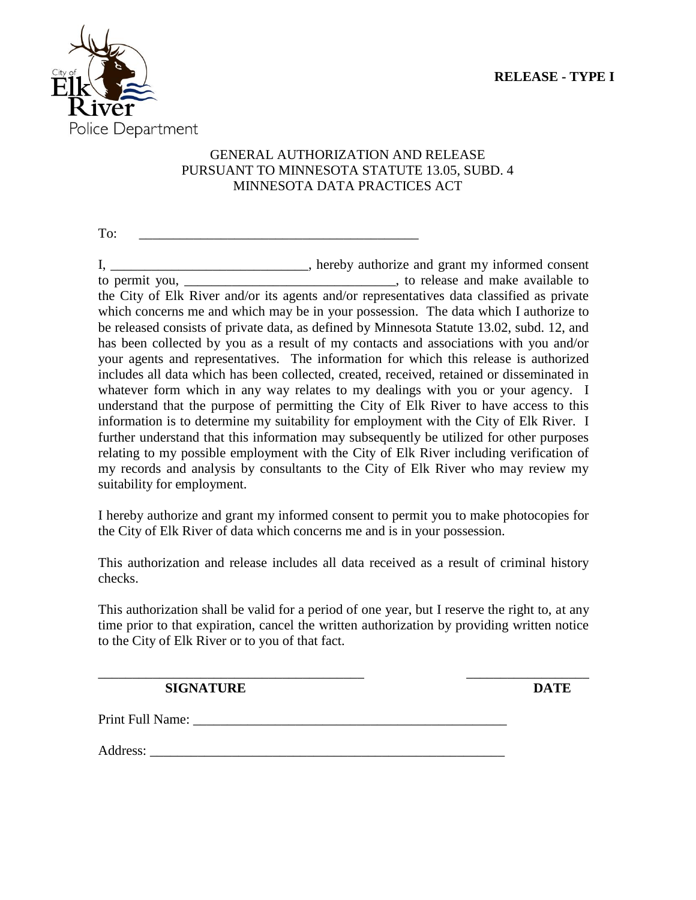City of Elk River Police Department

**RELEASE - TYPE I**

GENERAL AUTHORIZATION AND RELEASE
PURSUANT TO MINNESOTA STATUTE 13.05, SUBD. 4
MINNESOTA DATA PRACTICES ACT

To: ___________________________________________

I, _____________________________, hereby authorize and grant my informed consent to permit you, _______________________________, to release and make available to the City of Elk River and/or its agents and/or representatives data classified as private which concerns me and which may be in your possession. The data which I authorize to be released consists of private data, as defined by Minnesota Statute 13.02, subd. 12, and has been collected by you as a result of my contacts and associations with you and/or your agents and representatives. The information for which this release is authorized includes all data which has been collected, created, received, retained or disseminated in whatever form which in any way relates to my dealings with you or your agency. I understand that the purpose of permitting the City of Elk River to have access to this information is to determine my suitability for employment with the City of Elk River. I further understand that this information may subsequently be utilized for other purposes relating to my possible employment with the City of Elk River including verification of my records and analysis by consultants to the City of Elk River who may review my suitability for employment.

I hereby authorize and grant my informed consent to permit you to make photocopies for the City of Elk River of data which concerns me and is in your possession.

This authorization and release includes all data received as a result of criminal history checks.

This authorization shall be valid for a period of one year, but I reserve the right to, at any time prior to that expiration, cancel the written authorization by providing written notice to the City of Elk River or to you of that fact.

_________________________________________ ___________________

**SIGNATURE** **DATE**

Print Full Name: _______________________________________________

Address: ______________________________________________________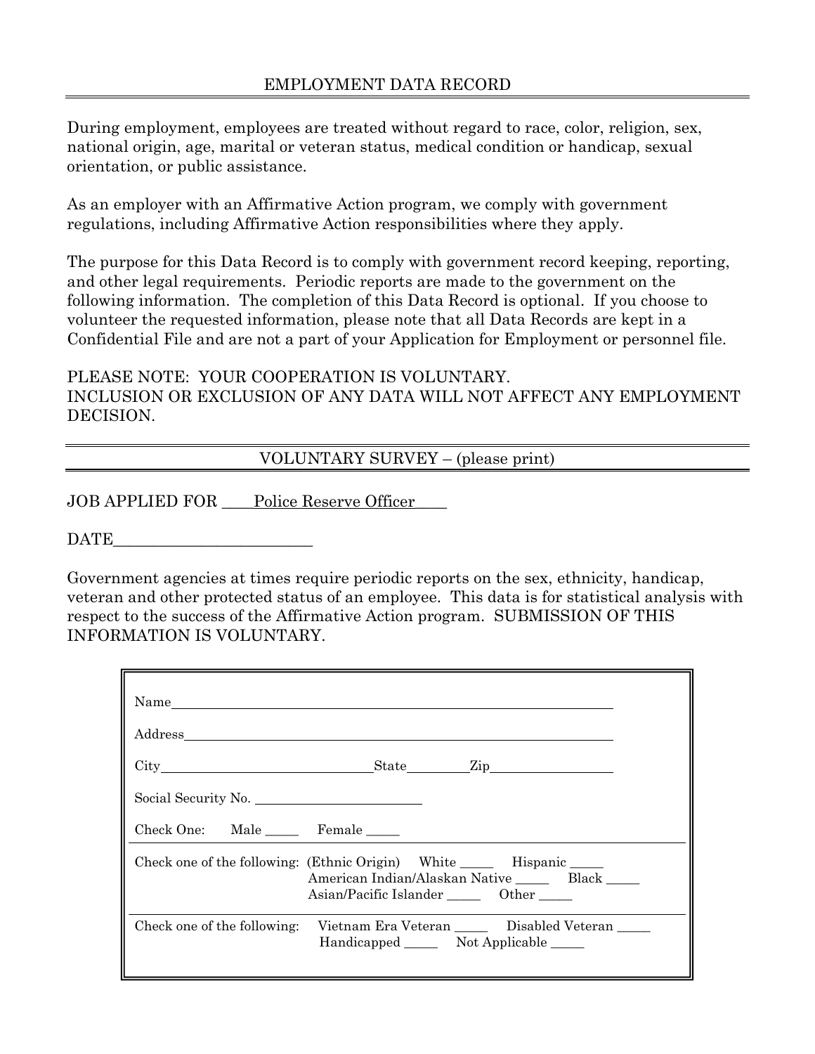# EMPLOYMENT DATA RECORD

During employment, employees are treated without regard to race, color, religion, sex, national origin, age, marital or veteran status, medical condition or handicap, sexual orientation, or public assistance.

As an employer with an Affirmative Action program, we comply with government regulations, including Affirmative Action responsibilities where they apply.

The purpose for this Data Record is to comply with government record keeping, reporting, and other legal requirements. Periodic reports are made to the government on the following information. The completion of this Data Record is optional. If you choose to volunteer the requested information, please note that all Data Records are kept in a Confidential File and are not a part of your Application for Employment or personnel file.

PLEASE NOTE: YOUR COOPERATION IS VOLUNTARY.
INCLUSION OR EXCLUSION OF ANY DATA WILL NOT AFFECT ANY EMPLOYMENT DECISION.

## VOLUNTARY SURVEY – (please print)

JOB APPLIED FOR ____Police Reserve Officer____

DATE_________________________

Government agencies at times require periodic reports on the sex, ethnicity, handicap, veteran and other protected status of an employee. This data is for statistical analysis with respect to the success of the Affirmative Action program. SUBMISSION OF THIS INFORMATION IS VOLUNTARY.

Name_____________________________________________________________

Address___________________________________________________________

City______________________________State_________Zip_________________

Social Security No. ________________________

Check One: Male _____ Female _____

Check one of the following: (Ethnic Origin) White _____ Hispanic _____
American Indian/Alaskan Native _____ Black _____
Asian/Pacific Islander _____ Other _____

Check one of the following: Vietnam Era Veteran _____ Disabled Veteran _____
Handicapped _____ Not Applicable _____